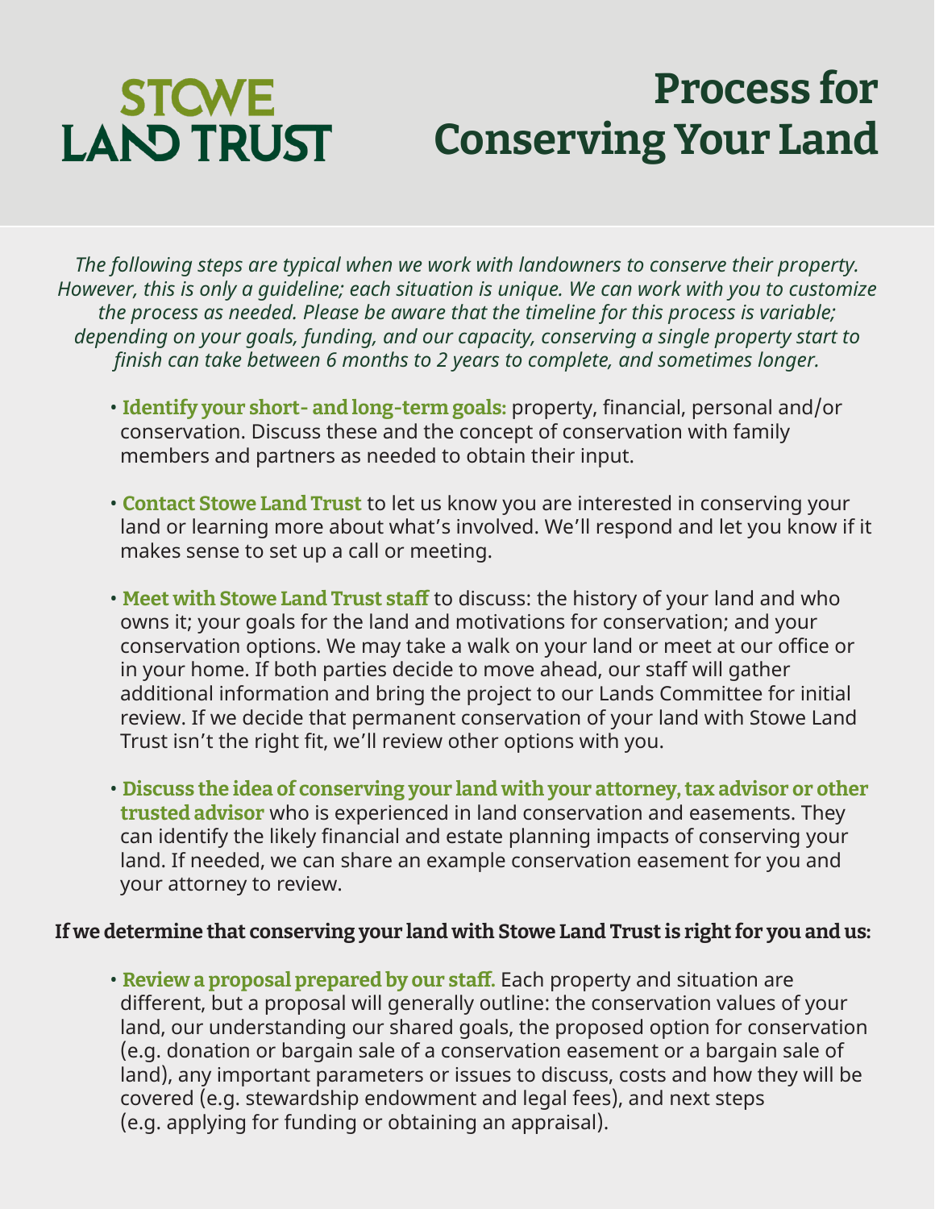# STOWE LAND TRUST

# Process for Conserving Your Land

*The following steps are typical when we work with landowners to conserve their property. However, this is only a guideline; each situation is unique. We can work with you to customize the process as needed. Please be aware that the timeline for this process is variable; depending on your goals, funding, and our capacity, conserving a single property start to finish can take between 6 months to 2 years to complete, and sometimes longer.*

- **Identify your short- and long-term goals:** property, financial, personal and/or conservation. Discuss these and the concept of conservation with family members and partners as needed to obtain their input.

- **Contact Stowe Land Trust** to let us know you are interested in conserving your land or learning more about what's involved. We'll respond and let you know if it makes sense to set up a call or meeting.

- **Meet with Stowe Land Trust staff** to discuss: the history of your land and who owns it; your goals for the land and motivations for conservation; and your conservation options. We may take a walk on your land or meet at our office or in your home. If both parties decide to move ahead, our staff will gather additional information and bring the project to our Lands Committee for initial review. If we decide that permanent conservation of your land with Stowe Land Trust isn't the right fit, we'll review other options with you.

- **Discuss the idea of conserving your land with your attorney, tax advisor or other trusted advisor** who is experienced in land conservation and easements. They can identify the likely financial and estate planning impacts of conserving your land. If needed, we can share an example conservation easement for you and your attorney to review.

**If we determine that conserving your land with Stowe Land Trust is right for you and us:**

- **Review a proposal prepared by our staff.** Each property and situation are different, but a proposal will generally outline: the conservation values of your land, our understanding our shared goals, the proposed option for conservation (e.g. donation or bargain sale of a conservation easement or a bargain sale of land), any important parameters or issues to discuss, costs and how they will be covered (e.g. stewardship endowment and legal fees), and next steps (e.g. applying for funding or obtaining an appraisal).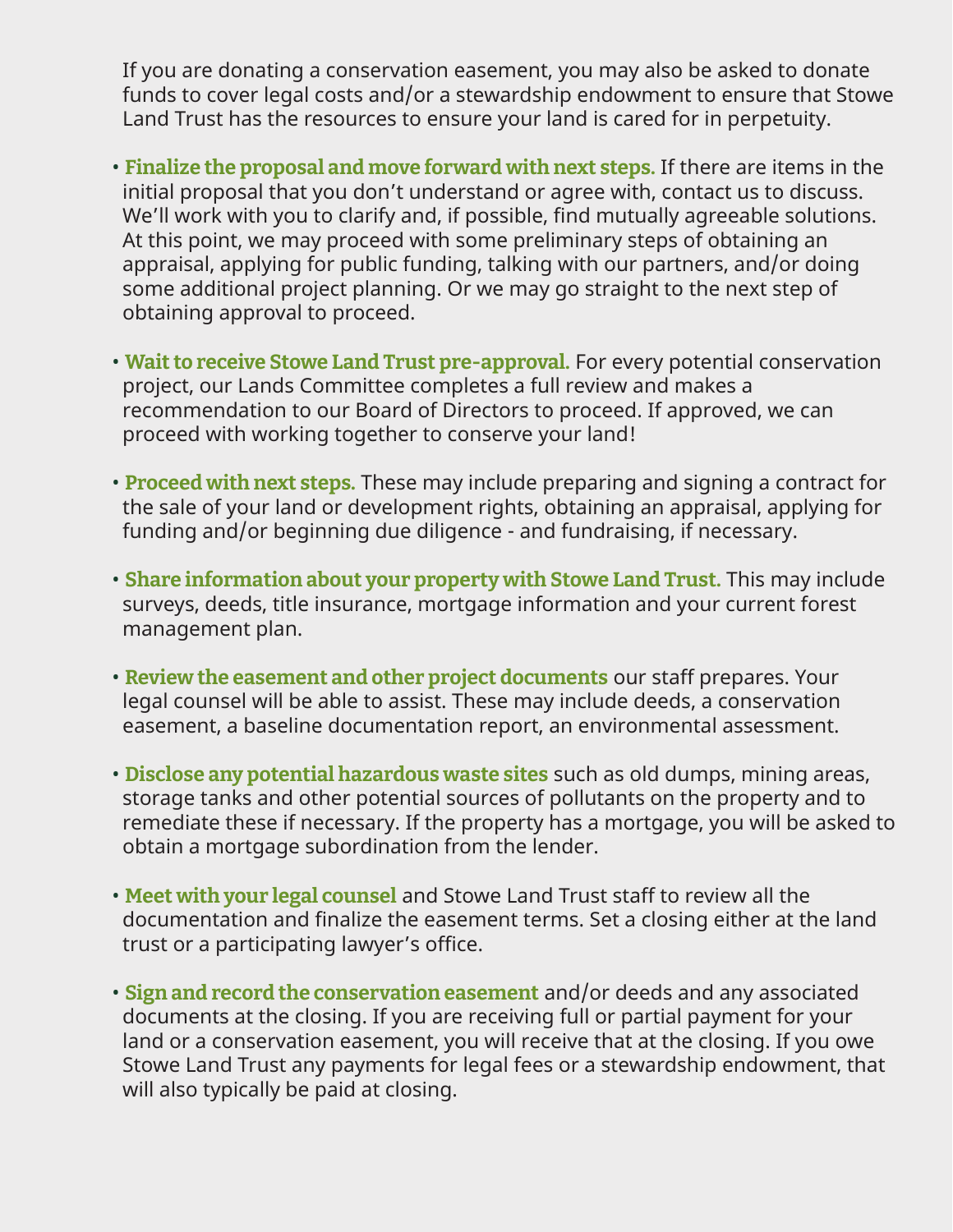If you are donating a conservation easement, you may also be asked to donate funds to cover legal costs and/or a stewardship endowment to ensure that Stowe Land Trust has the resources to ensure your land is cared for in perpetuity.

- **Finalize the proposal and move forward with next steps.** If there are items in the initial proposal that you don't understand or agree with, contact us to discuss. We'll work with you to clarify and, if possible, find mutually agreeable solutions. At this point, we may proceed with some preliminary steps of obtaining an appraisal, applying for public funding, talking with our partners, and/or doing some additional project planning. Or we may go straight to the next step of obtaining approval to proceed.
- **Wait to receive Stowe Land Trust pre-approval.** For every potential conservation project, our Lands Committee completes a full review and makes a recommendation to our Board of Directors to proceed. If approved, we can proceed with working together to conserve your land!
- **Proceed with next steps.** These may include preparing and signing a contract for the sale of your land or development rights, obtaining an appraisal, applying for funding and/or beginning due diligence - and fundraising, if necessary.
- **Share information about your property with Stowe Land Trust.** This may include surveys, deeds, title insurance, mortgage information and your current forest management plan.
- **Review the easement and other project documents** our staff prepares. Your legal counsel will be able to assist. These may include deeds, a conservation easement, a baseline documentation report, an environmental assessment.
- **Disclose any potential hazardous waste sites** such as old dumps, mining areas, storage tanks and other potential sources of pollutants on the property and to remediate these if necessary. If the property has a mortgage, you will be asked to obtain a mortgage subordination from the lender.
- **Meet with your legal counsel** and Stowe Land Trust staff to review all the documentation and finalize the easement terms. Set a closing either at the land trust or a participating lawyer's office.
- **Sign and record the conservation easement** and/or deeds and any associated documents at the closing. If you are receiving full or partial payment for your land or a conservation easement, you will receive that at the closing. If you owe Stowe Land Trust any payments for legal fees or a stewardship endowment, that will also typically be paid at closing.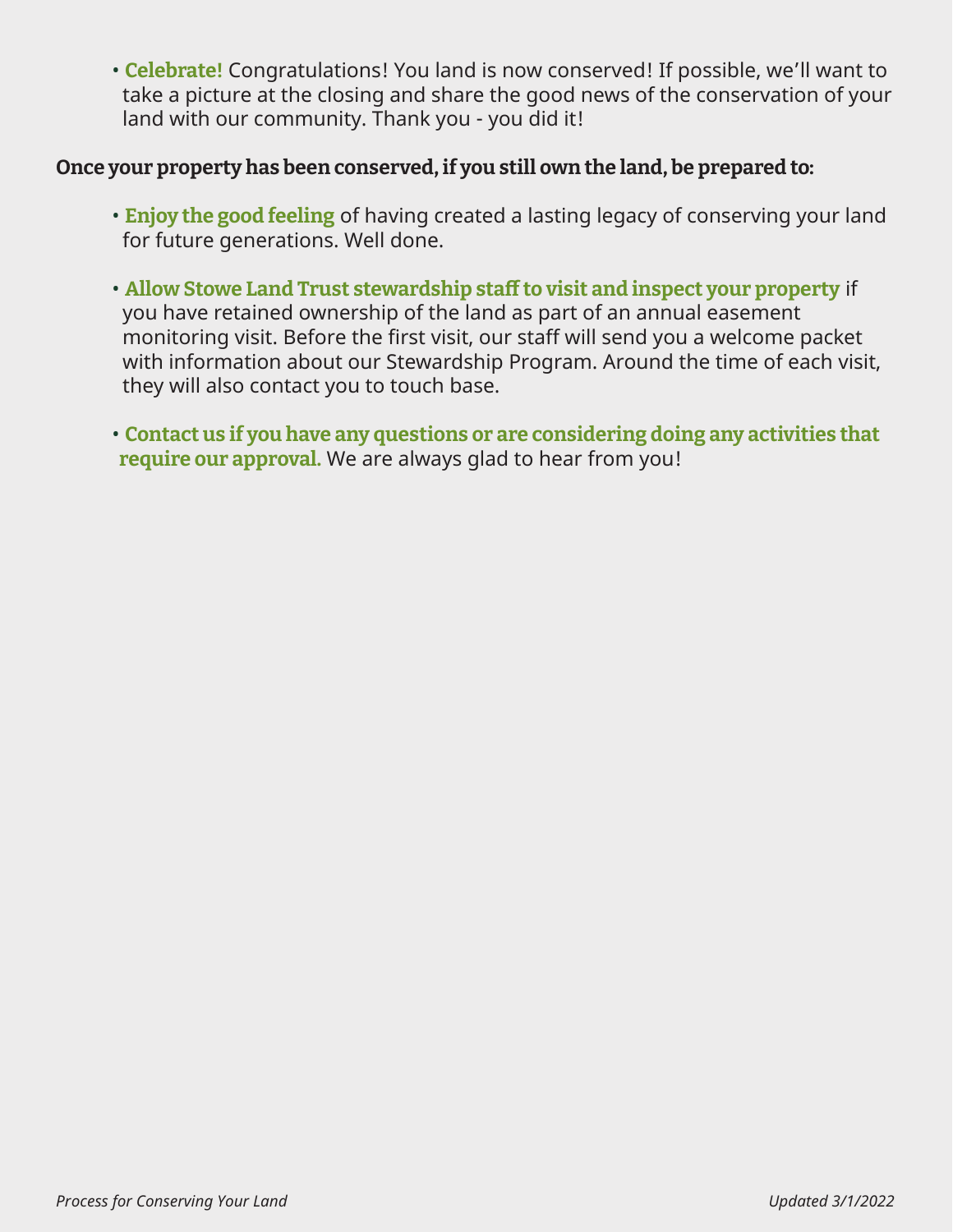- **Celebrate!** Congratulations! You land is now conserved! If possible, we'll want to take a picture at the closing and share the good news of the conservation of your land with our community. Thank you - you did it!

**Once your property has been conserved, if you still own the land, be prepared to:**

- **Enjoy the good feeling** of having created a lasting legacy of conserving your land for future generations. Well done.

- **Allow Stowe Land Trust stewardship staff to visit and inspect your property** if you have retained ownership of the land as part of an annual easement monitoring visit. Before the first visit, our staff will send you a welcome packet with information about our Stewardship Program. Around the time of each visit, they will also contact you to touch base.

- **Contact us if you have any questions or are considering doing any activities that require our approval.** We are always glad to hear from you!